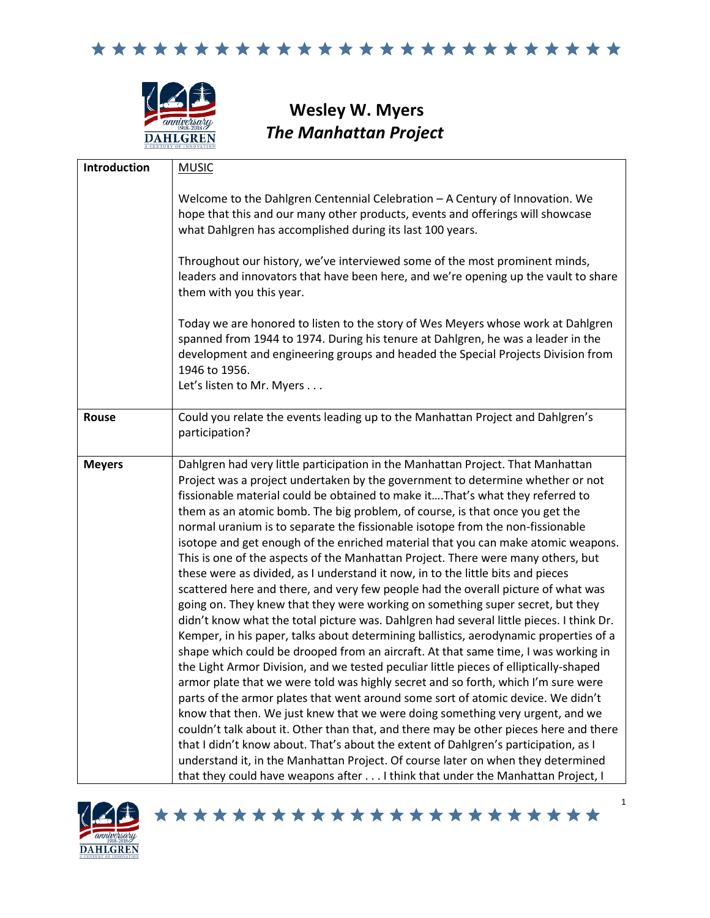# Wesley W. Myers
## *The Manhattan Project*

| | |
|---|---|
| **Introduction** | MUSIC<br><br>Welcome to the Dahlgren Centennial Celebration – A Century of Innovation. We hope that this and our many other products, events and offerings will showcase what Dahlgren has accomplished during its last 100 years.<br><br>Throughout our history, we've interviewed some of the most prominent minds, leaders and innovators that have been here, and we're opening up the vault to share them with you this year.<br><br>Today we are honored to listen to the story of Wes Meyers whose work at Dahlgren spanned from 1944 to 1974. During his tenure at Dahlgren, he was a leader in the development and engineering groups and headed the Special Projects Division from 1946 to 1956.<br>Let's listen to Mr. Myers . . . |
| **Rouse** | Could you relate the events leading up to the Manhattan Project and Dahlgren's participation? |
| **Meyers** | Dahlgren had very little participation in the Manhattan Project. That Manhattan Project was a project undertaken by the government to determine whether or not fissionable material could be obtained to make it….That's what they referred to them as an atomic bomb. The big problem, of course, is that once you get the normal uranium is to separate the fissionable isotope from the non-fissionable isotope and get enough of the enriched material that you can make atomic weapons. This is one of the aspects of the Manhattan Project. There were many others, but these were as divided, as I understand it now, in to the little bits and pieces scattered here and there, and very few people had the overall picture of what was going on. They knew that they were working on something super secret, but they didn't know what the total picture was. Dahlgren had several little pieces. I think Dr. Kemper, in his paper, talks about determining ballistics, aerodynamic properties of a shape which could be drooped from an aircraft. At that same time, I was working in the Light Armor Division, and we tested peculiar little pieces of elliptically-shaped armor plate that we were told was highly secret and so forth, which I'm sure were parts of the armor plates that went around some sort of atomic device. We didn't know that then. We just knew that we were doing something very urgent, and we couldn't talk about it. Other than that, and there may be other pieces here and there that I didn't know about. That's about the extent of Dahlgren's participation, as I understand it, in the Manhattan Project. Of course later on when they determined that they could have weapons after . . . I think that under the Manhattan Project, I |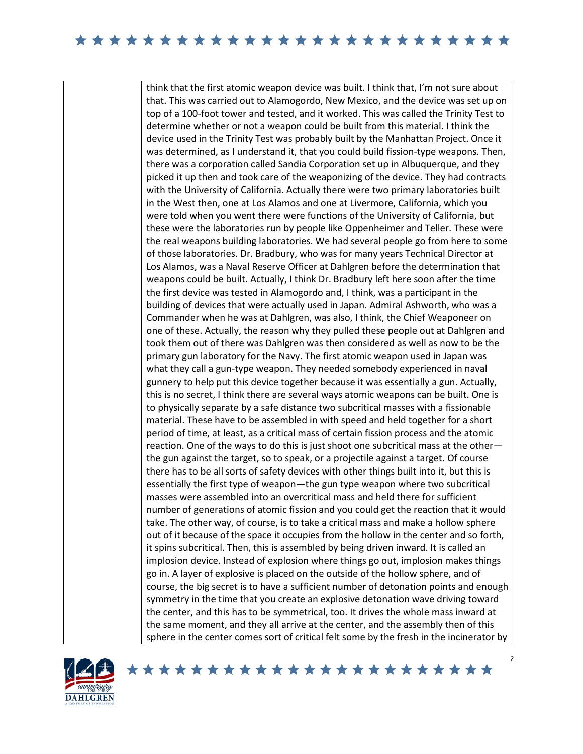think that the first atomic weapon device was built. I think that, I'm not sure about that. This was carried out to Alamogordo, New Mexico, and the device was set up on top of a 100-foot tower and tested, and it worked. This was called the Trinity Test to determine whether or not a weapon could be built from this material. I think the device used in the Trinity Test was probably built by the Manhattan Project. Once it was determined, as I understand it, that you could build fission-type weapons. Then, there was a corporation called Sandia Corporation set up in Albuquerque, and they picked it up then and took care of the weaponizing of the device. They had contracts with the University of California. Actually there were two primary laboratories built in the West then, one at Los Alamos and one at Livermore, California, which you were told when you went there were functions of the University of California, but these were the laboratories run by people like Oppenheimer and Teller. These were the real weapons building laboratories. We had several people go from here to some of those laboratories. Dr. Bradbury, who was for many years Technical Director at Los Alamos, was a Naval Reserve Officer at Dahlgren before the determination that weapons could be built. Actually, I think Dr. Bradbury left here soon after the time the first device was tested in Alamogordo and, I think, was a participant in the building of devices that were actually used in Japan. Admiral Ashworth, who was a Commander when he was at Dahlgren, was also, I think, the Chief Weaponeer on one of these. Actually, the reason why they pulled these people out at Dahlgren and took them out of there was Dahlgren was then considered as well as now to be the primary gun laboratory for the Navy. The first atomic weapon used in Japan was what they call a gun-type weapon. They needed somebody experienced in naval gunnery to help put this device together because it was essentially a gun. Actually, this is no secret, I think there are several ways atomic weapons can be built. One is to physically separate by a safe distance two subcritical masses with a fissionable material. These have to be assembled in with speed and held together for a short period of time, at least, as a critical mass of certain fission process and the atomic reaction. One of the ways to do this is just shoot one subcritical mass at the other—the gun against the target, so to speak, or a projectile against a target. Of course there has to be all sorts of safety devices with other things built into it, but this is essentially the first type of weapon—the gun type weapon where two subcritical masses were assembled into an overcritical mass and held there for sufficient number of generations of atomic fission and you could get the reaction that it would take. The other way, of course, is to take a critical mass and make a hollow sphere out of it because of the space it occupies from the hollow in the center and so forth, it spins subcritical. Then, this is assembled by being driven inward. It is called an implosion device. Instead of explosion where things go out, implosion makes things go in. A layer of explosive is placed on the outside of the hollow sphere, and of course, the big secret is to have a sufficient number of detonation points and enough symmetry in the time that you create an explosive detonation wave driving toward the center, and this has to be symmetrical, too. It drives the whole mass inward at the same moment, and they all arrive at the center, and the assembly then of this sphere in the center comes sort of critical felt some by the fresh in the incinerator by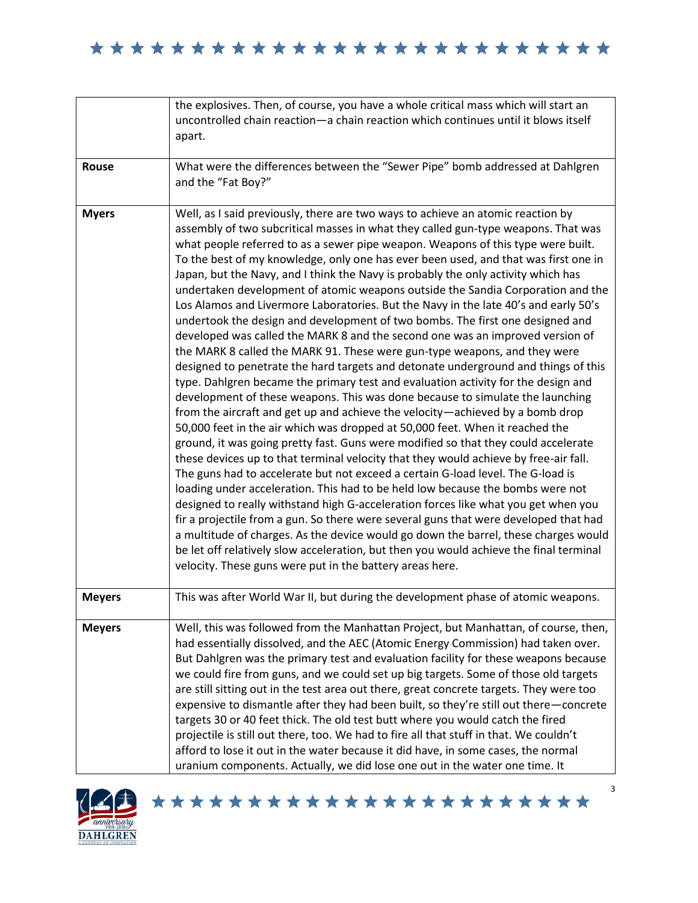| | |
|---|---|
| | the explosives. Then, of course, you have a whole critical mass which will start an uncontrolled chain reaction—a chain reaction which continues until it blows itself apart. |
| **Rouse** | What were the differences between the "Sewer Pipe" bomb addressed at Dahlgren and the "Fat Boy?" |
| **Myers** | Well, as I said previously, there are two ways to achieve an atomic reaction by assembly of two subcritical masses in what they called gun-type weapons. That was what people referred to as a sewer pipe weapon. Weapons of this type were built. To the best of my knowledge, only one has ever been used, and that was first one in Japan, but the Navy, and I think the Navy is probably the only activity which has undertaken development of atomic weapons outside the Sandia Corporation and the Los Alamos and Livermore Laboratories. But the Navy in the late 40's and early 50's undertook the design and development of two bombs. The first one designed and developed was called the MARK 8 and the second one was an improved version of the MARK 8 called the MARK 91. These were gun-type weapons, and they were designed to penetrate the hard targets and detonate underground and things of this type. Dahlgren became the primary test and evaluation activity for the design and development of these weapons. This was done because to simulate the launching from the aircraft and get up and achieve the velocity—achieved by a bomb drop 50,000 feet in the air which was dropped at 50,000 feet. When it reached the ground, it was going pretty fast. Guns were modified so that they could accelerate these devices up to that terminal velocity that they would achieve by free-air fall. The guns had to accelerate but not exceed a certain G-load level. The G-load is loading under acceleration. This had to be held low because the bombs were not designed to really withstand high G-acceleration forces like what you get when you fir a projectile from a gun. So there were several guns that were developed that had a multitude of charges. As the device would go down the barrel, these charges would be let off relatively slow acceleration, but then you would achieve the final terminal velocity. These guns were put in the battery areas here. |
| **Meyers** | This was after World War II, but during the development phase of atomic weapons. |
| **Meyers** | Well, this was followed from the Manhattan Project, but Manhattan, of course, then, had essentially dissolved, and the AEC (Atomic Energy Commission) had taken over. But Dahlgren was the primary test and evaluation facility for these weapons because we could fire from guns, and we could set up big targets. Some of those old targets are still sitting out in the test area out there, great concrete targets. They were too expensive to dismantle after they had been built, so they're still out there—concrete targets 30 or 40 feet thick. The old test butt where you would catch the fired projectile is still out there, too. We had to fire all that stuff in that. We couldn't afford to lose it out in the water because it did have, in some cases, the normal uranium components. Actually, we did lose one out in the water one time. It |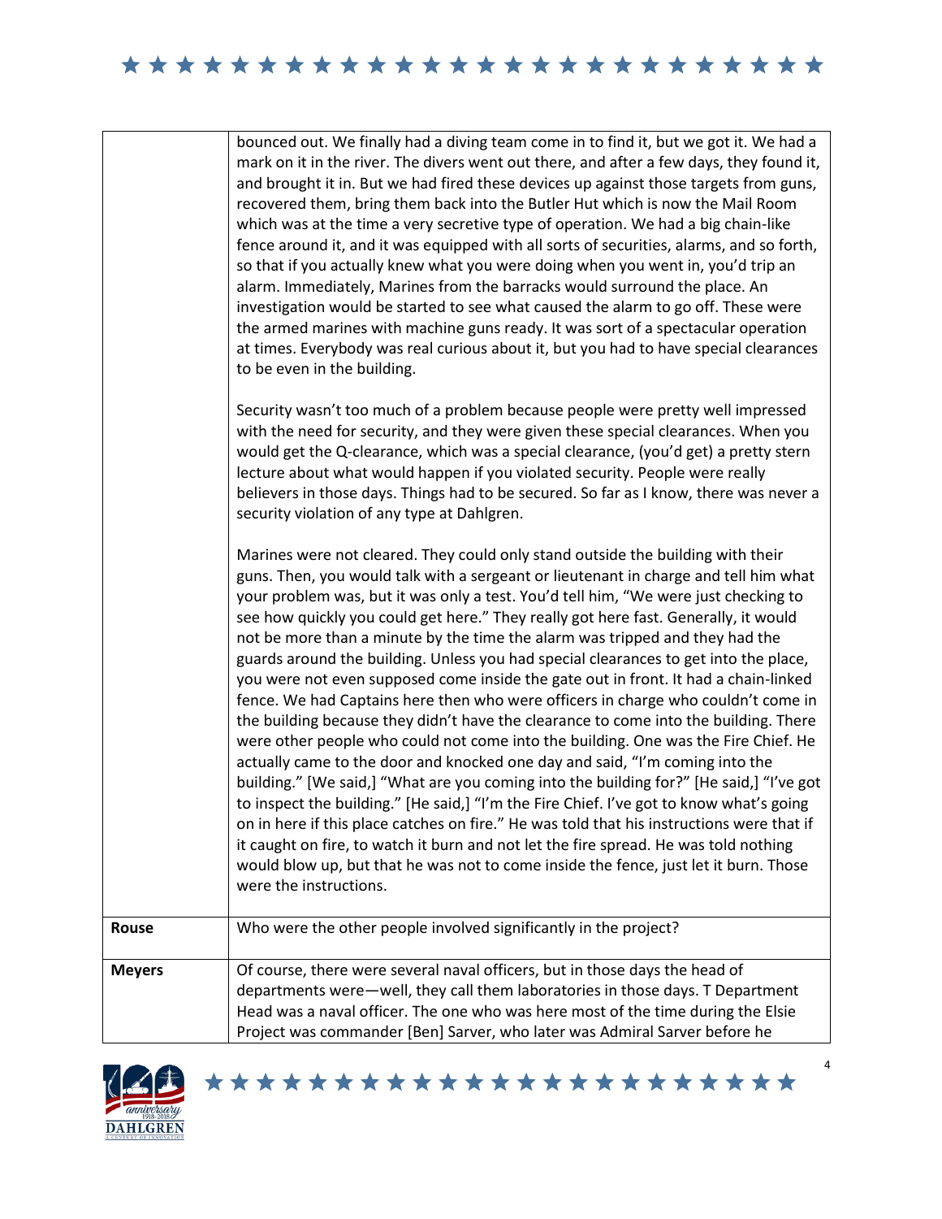| | |
|---|---|
| | bounced out. We finally had a diving team come in to find it, but we got it. We had a mark on it in the river. The divers went out there, and after a few days, they found it, and brought it in. But we had fired these devices up against those targets from guns, recovered them, bring them back into the Butler Hut which is now the Mail Room which was at the time a very secretive type of operation. We had a big chain-like fence around it, and it was equipped with all sorts of securities, alarms, and so forth, so that if you actually knew what you were doing when you went in, you'd trip an alarm. Immediately, Marines from the barracks would surround the place. An investigation would be started to see what caused the alarm to go off. These were the armed marines with machine guns ready. It was sort of a spectacular operation at times. Everybody was real curious about it, but you had to have special clearances to be even in the building.<br><br>Security wasn't too much of a problem because people were pretty well impressed with the need for security, and they were given these special clearances. When you would get the Q-clearance, which was a special clearance, (you'd get) a pretty stern lecture about what would happen if you violated security. People were really believers in those days. Things had to be secured. So far as I know, there was never a security violation of any type at Dahlgren.<br><br>Marines were not cleared. They could only stand outside the building with their guns. Then, you would talk with a sergeant or lieutenant in charge and tell him what your problem was, but it was only a test. You'd tell him, "We were just checking to see how quickly you could get here." They really got here fast. Generally, it would not be more than a minute by the time the alarm was tripped and they had the guards around the building. Unless you had special clearances to get into the place, you were not even supposed come inside the gate out in front. It had a chain-linked fence. We had Captains here then who were officers in charge who couldn't come in the building because they didn't have the clearance to come into the building. There were other people who could not come into the building. One was the Fire Chief. He actually came to the door and knocked one day and said, "I'm coming into the building." [We said,] "What are you coming into the building for?" [He said,] "I've got to inspect the building." [He said,] "I'm the Fire Chief. I've got to know what's going on in here if this place catches on fire." He was told that his instructions were that if it caught on fire, to watch it burn and not let the fire spread. He was told nothing would blow up, but that he was not to come inside the fence, just let it burn. Those were the instructions. |
| **Rouse** | Who were the other people involved significantly in the project? |
| **Meyers** | Of course, there were several naval officers, but in those days the head of departments were—well, they call them laboratories in those days. T Department Head was a naval officer. The one who was here most of the time during the Elsie Project was commander [Ben] Sarver, who later was Admiral Sarver before he |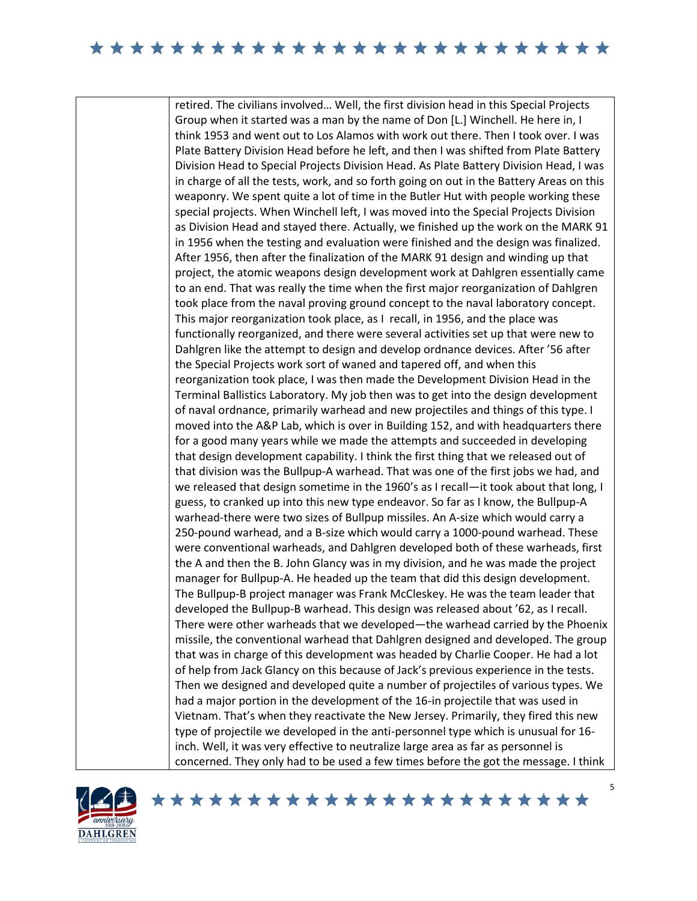retired. The civilians involved… Well, the first division head in this Special Projects Group when it started was a man by the name of Don [L.] Winchell. He here in, I think 1953 and went out to Los Alamos with work out there. Then I took over. I was Plate Battery Division Head before he left, and then I was shifted from Plate Battery Division Head to Special Projects Division Head. As Plate Battery Division Head, I was in charge of all the tests, work, and so forth going on out in the Battery Areas on this weaponry. We spent quite a lot of time in the Butler Hut with people working these special projects. When Winchell left, I was moved into the Special Projects Division as Division Head and stayed there. Actually, we finished up the work on the MARK 91 in 1956 when the testing and evaluation were finished and the design was finalized. After 1956, then after the finalization of the MARK 91 design and winding up that project, the atomic weapons design development work at Dahlgren essentially came to an end. That was really the time when the first major reorganization of Dahlgren took place from the naval proving ground concept to the naval laboratory concept. This major reorganization took place, as I recall, in 1956, and the place was functionally reorganized, and there were several activities set up that were new to Dahlgren like the attempt to design and develop ordnance devices. After '56 after the Special Projects work sort of waned and tapered off, and when this reorganization took place, I was then made the Development Division Head in the Terminal Ballistics Laboratory. My job then was to get into the design development of naval ordnance, primarily warhead and new projectiles and things of this type. I moved into the A&P Lab, which is over in Building 152, and with headquarters there for a good many years while we made the attempts and succeeded in developing that design development capability. I think the first thing that we released out of that division was the Bullpup-A warhead. That was one of the first jobs we had, and we released that design sometime in the 1960's as I recall—it took about that long, I guess, to cranked up into this new type endeavor. So far as I know, the Bullpup-A warhead-there were two sizes of Bullpup missiles. An A-size which would carry a 250-pound warhead, and a B-size which would carry a 1000-pound warhead. These were conventional warheads, and Dahlgren developed both of these warheads, first the A and then the B. John Glancy was in my division, and he was made the project manager for Bullpup-A. He headed up the team that did this design development. The Bullpup-B project manager was Frank McCleskey. He was the team leader that developed the Bullpup-B warhead. This design was released about '62, as I recall. There were other warheads that we developed—the warhead carried by the Phoenix missile, the conventional warhead that Dahlgren designed and developed. The group that was in charge of this development was headed by Charlie Cooper. He had a lot of help from Jack Glancy on this because of Jack's previous experience in the tests. Then we designed and developed quite a number of projectiles of various types. We had a major portion in the development of the 16-in projectile that was used in Vietnam. That's when they reactivate the New Jersey. Primarily, they fired this new type of projectile we developed in the anti-personnel type which is unusual for 16-inch. Well, it was very effective to neutralize large area as far as personnel is concerned. They only had to be used a few times before the got the message. I think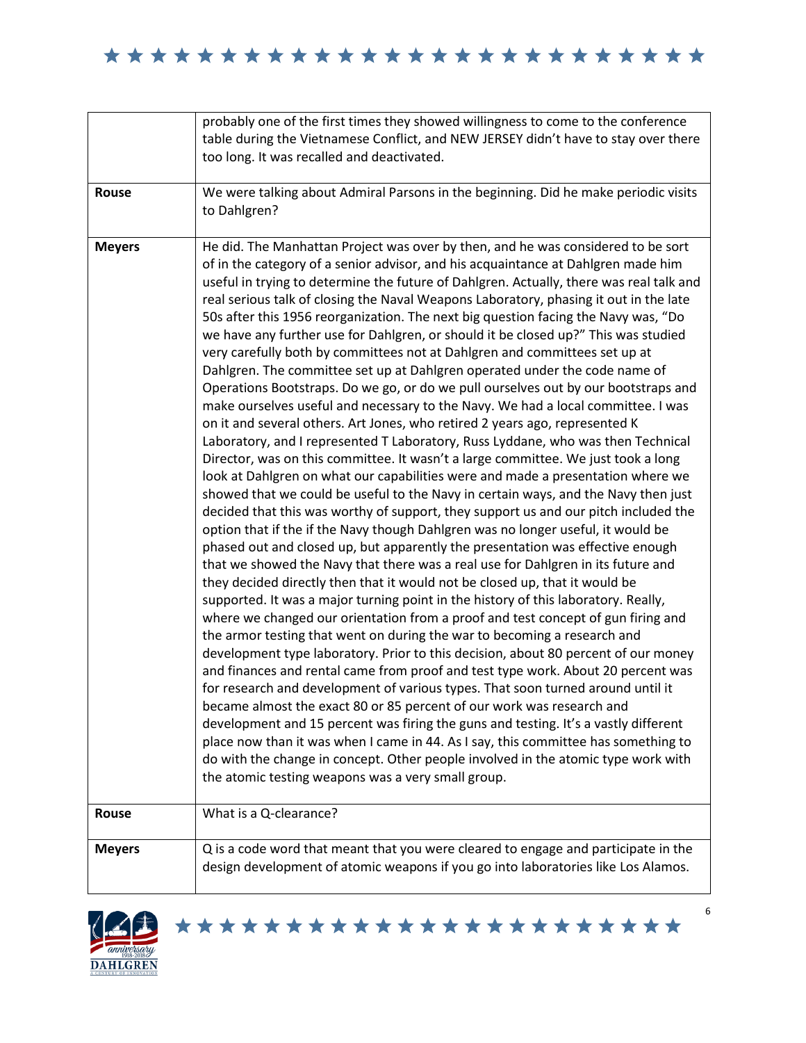| | |
|---|---|
| | probably one of the first times they showed willingness to come to the conference table during the Vietnamese Conflict, and NEW JERSEY didn't have to stay over there too long. It was recalled and deactivated. |
| **Rouse** | We were talking about Admiral Parsons in the beginning. Did he make periodic visits to Dahlgren? |
| **Meyers** | He did. The Manhattan Project was over by then, and he was considered to be sort of in the category of a senior advisor, and his acquaintance at Dahlgren made him useful in trying to determine the future of Dahlgren. Actually, there was real talk and real serious talk of closing the Naval Weapons Laboratory, phasing it out in the late 50s after this 1956 reorganization. The next big question facing the Navy was, "Do we have any further use for Dahlgren, or should it be closed up?" This was studied very carefully both by committees not at Dahlgren and committees set up at Dahlgren. The committee set up at Dahlgren operated under the code name of Operations Bootstraps. Do we go, or do we pull ourselves out by our bootstraps and make ourselves useful and necessary to the Navy. We had a local committee. I was on it and several others. Art Jones, who retired 2 years ago, represented K Laboratory, and I represented T Laboratory, Russ Lyddane, who was then Technical Director, was on this committee. It wasn't a large committee. We just took a long look at Dahlgren on what our capabilities were and made a presentation where we showed that we could be useful to the Navy in certain ways, and the Navy then just decided that this was worthy of support, they support us and our pitch included the option that if the if the Navy though Dahlgren was no longer useful, it would be phased out and closed up, but apparently the presentation was effective enough that we showed the Navy that there was a real use for Dahlgren in its future and they decided directly then that it would not be closed up, that it would be supported. It was a major turning point in the history of this laboratory. Really, where we changed our orientation from a proof and test concept of gun firing and the armor testing that went on during the war to becoming a research and development type laboratory. Prior to this decision, about 80 percent of our money and finances and rental came from proof and test type work. About 20 percent was for research and development of various types. That soon turned around until it became almost the exact 80 or 85 percent of our work was research and development and 15 percent was firing the guns and testing. It's a vastly different place now than it was when I came in 44. As I say, this committee has something to do with the change in concept. Other people involved in the atomic type work with the atomic testing weapons was a very small group. |
| **Rouse** | What is a Q-clearance? |
| **Meyers** | Q is a code word that meant that you were cleared to engage and participate in the design development of atomic weapons if you go into laboratories like Los Alamos. |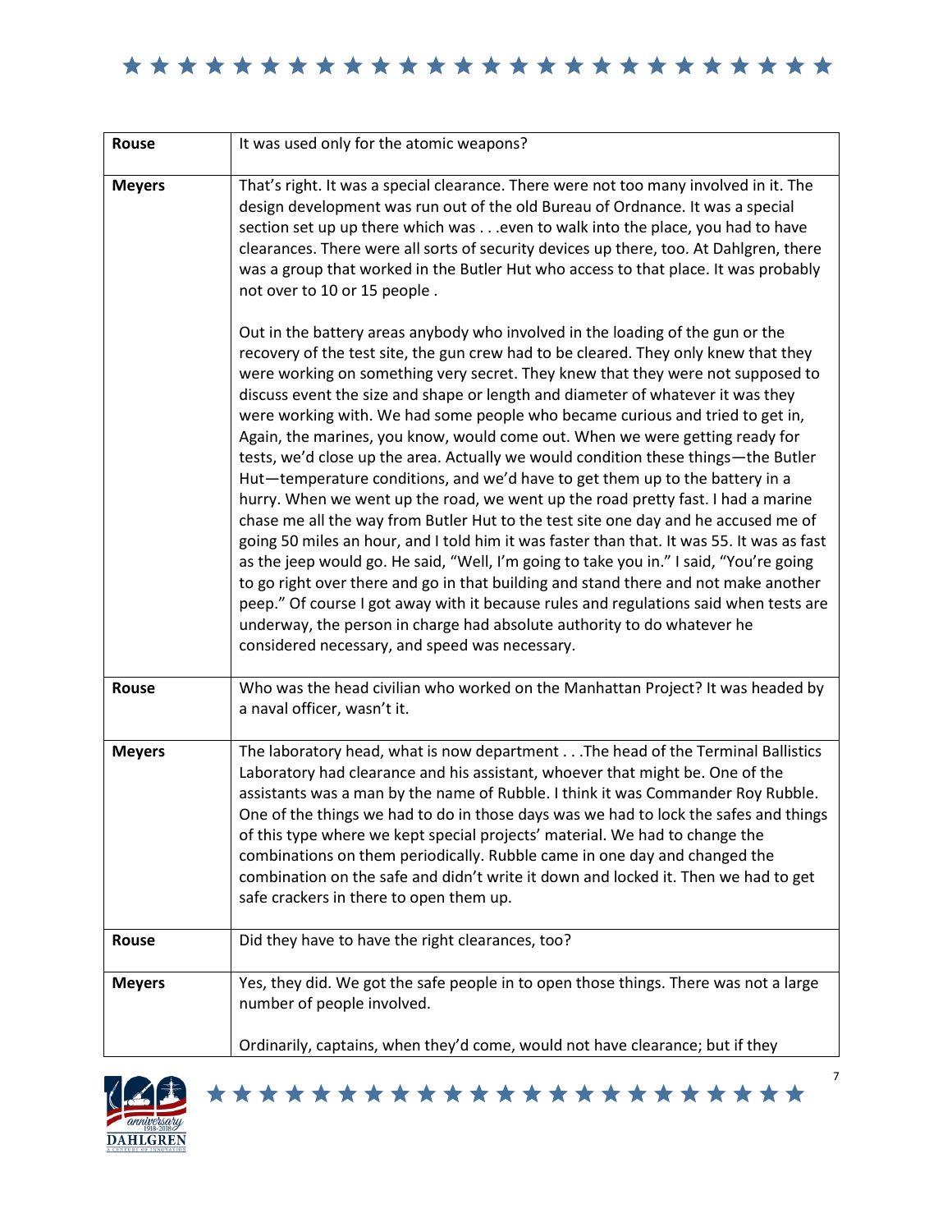| Rouse | It was used only for the atomic weapons? |
| --- | --- |
| Meyers | That's right. It was a special clearance. There were not too many involved in it. The design development was run out of the old Bureau of Ordnance. It was a special section set up up there which was . . .even to walk into the place, you had to have clearances. There were all sorts of security devices up there, too. At Dahlgren, there was a group that worked in the Butler Hut who access to that place. It was probably not over to 10 or 15 people .<br><br>Out in the battery areas anybody who involved in the loading of the gun or the recovery of the test site, the gun crew had to be cleared. They only knew that they were working on something very secret. They knew that they were not supposed to discuss event the size and shape or length and diameter of whatever it was they were working with. We had some people who became curious and tried to get in, Again, the marines, you know, would come out. When we were getting ready for tests, we'd close up the area. Actually we would condition these things—the Butler Hut—temperature conditions, and we'd have to get them up to the battery in a hurry. When we went up the road, we went up the road pretty fast. I had a marine chase me all the way from Butler Hut to the test site one day and he accused me of going 50 miles an hour, and I told him it was faster than that. It was 55. It was as fast as the jeep would go. He said, "Well, I'm going to take you in." I said, "You're going to go right over there and go in that building and stand there and not make another peep." Of course I got away with it because rules and regulations said when tests are underway, the person in charge had absolute authority to do whatever he considered necessary, and speed was necessary. |
| Rouse | Who was the head civilian who worked on the Manhattan Project? It was headed by a naval officer, wasn't it. |
| Meyers | The laboratory head, what is now department . . .The head of the Terminal Ballistics Laboratory had clearance and his assistant, whoever that might be. One of the assistants was a man by the name of Rubble. I think it was Commander Roy Rubble. One of the things we had to do in those days was we had to lock the safes and things of this type where we kept special projects' material. We had to change the combinations on them periodically. Rubble came in one day and changed the combination on the safe and didn't write it down and locked it. Then we had to get safe crackers in there to open them up. |
| Rouse | Did they have to have the right clearances, too? |
| Meyers | Yes, they did. We got the safe people in to open those things. There was not a large number of people involved.<br><br>Ordinarily, captains, when they'd come, would not have clearance; but if they |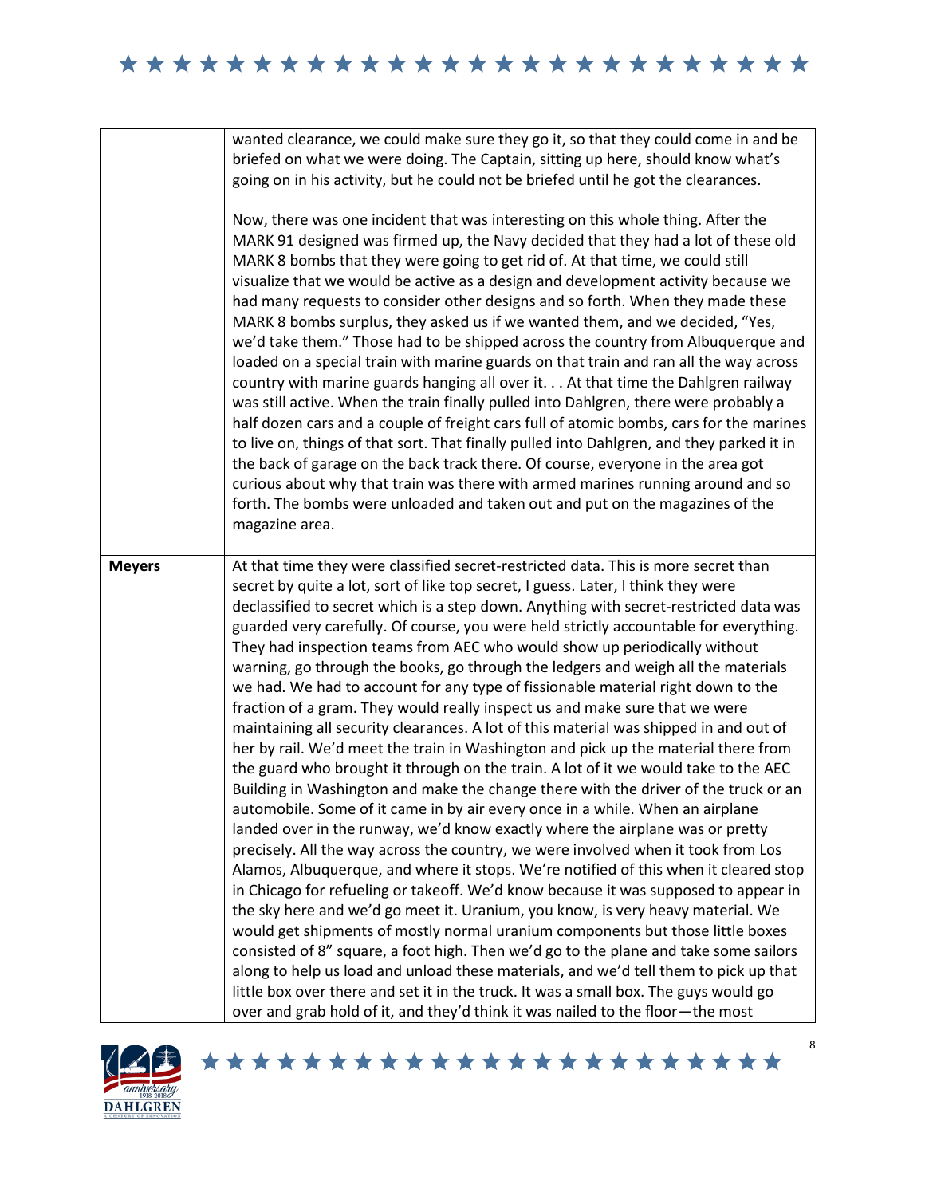| | |
|---|---|
| | wanted clearance, we could make sure they go it, so that they could come in and be briefed on what we were doing. The Captain, sitting up here, should know what's going on in his activity, but he could not be briefed until he got the clearances.<br><br>Now, there was one incident that was interesting on this whole thing. After the MARK 91 designed was firmed up, the Navy decided that they had a lot of these old MARK 8 bombs that they were going to get rid of. At that time, we could still visualize that we would be active as a design and development activity because we had many requests to consider other designs and so forth. When they made these MARK 8 bombs surplus, they asked us if we wanted them, and we decided, "Yes, we'd take them." Those had to be shipped across the country from Albuquerque and loaded on a special train with marine guards on that train and ran all the way across country with marine guards hanging all over it. . . At that time the Dahlgren railway was still active. When the train finally pulled into Dahlgren, there were probably a half dozen cars and a couple of freight cars full of atomic bombs, cars for the marines to live on, things of that sort. That finally pulled into Dahlgren, and they parked it in the back of garage on the back track there. Of course, everyone in the area got curious about why that train was there with armed marines running around and so forth. The bombs were unloaded and taken out and put on the magazines of the magazine area. |
| **Meyers** | At that time they were classified secret-restricted data. This is more secret than secret by quite a lot, sort of like top secret, I guess. Later, I think they were declassified to secret which is a step down. Anything with secret-restricted data was guarded very carefully. Of course, you were held strictly accountable for everything. They had inspection teams from AEC who would show up periodically without warning, go through the books, go through the ledgers and weigh all the materials we had. We had to account for any type of fissionable material right down to the fraction of a gram. They would really inspect us and make sure that we were maintaining all security clearances. A lot of this material was shipped in and out of her by rail. We'd meet the train in Washington and pick up the material there from the guard who brought it through on the train. A lot of it we would take to the AEC Building in Washington and make the change there with the driver of the truck or an automobile. Some of it came in by air every once in a while. When an airplane landed over in the runway, we'd know exactly where the airplane was or pretty precisely. All the way across the country, we were involved when it took from Los Alamos, Albuquerque, and where it stops. We're notified of this when it cleared stop in Chicago for refueling or takeoff. We'd know because it was supposed to appear in the sky here and we'd go meet it. Uranium, you know, is very heavy material. We would get shipments of mostly normal uranium components but those little boxes consisted of 8" square, a foot high. Then we'd go to the plane and take some sailors along to help us load and unload these materials, and we'd tell them to pick up that little box over there and set it in the truck. It was a small box. The guys would go over and grab hold of it, and they'd think it was nailed to the floor—the most |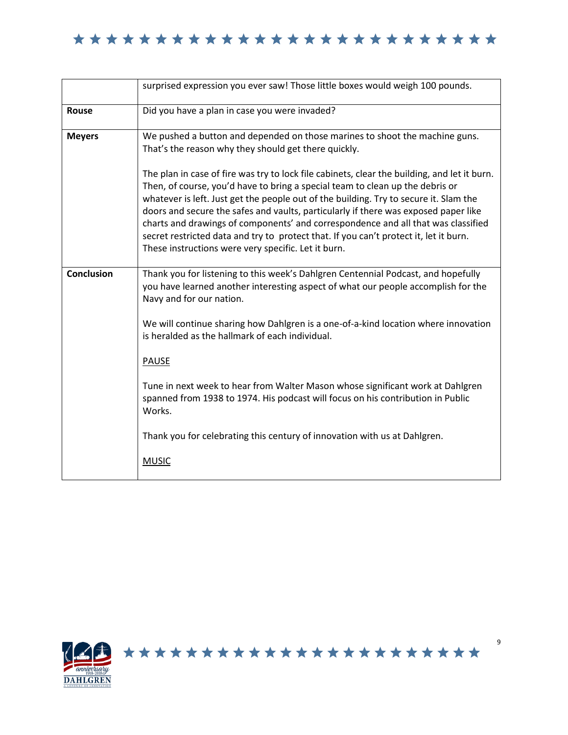| | |
|---|---|
| | surprised expression you ever saw! Those little boxes would weigh 100 pounds. |
| **Rouse** | Did you have a plan in case you were invaded? |
| **Meyers** | We pushed a button and depended on those marines to shoot the machine guns. That's the reason why they should get there quickly.<br><br>The plan in case of fire was try to lock file cabinets, clear the building, and let it burn. Then, of course, you'd have to bring a special team to clean up the debris or whatever is left. Just get the people out of the building. Try to secure it. Slam the doors and secure the safes and vaults, particularly if there was exposed paper like charts and drawings of components' and correspondence and all that was classified secret restricted data and try to protect that. If you can't protect it, let it burn. These instructions were very specific. Let it burn. |
| **Conclusion** | Thank you for listening to this week's Dahlgren Centennial Podcast, and hopefully you have learned another interesting aspect of what our people accomplish for the Navy and for our nation.<br><br>We will continue sharing how Dahlgren is a one-of-a-kind location where innovation is heralded as the hallmark of each individual.<br><br><u>PAUSE</u><br><br>Tune in next week to hear from Walter Mason whose significant work at Dahlgren spanned from 1938 to 1974. His podcast will focus on his contribution in Public Works.<br><br>Thank you for celebrating this century of innovation with us at Dahlgren.<br><br><u>MUSIC</u> |